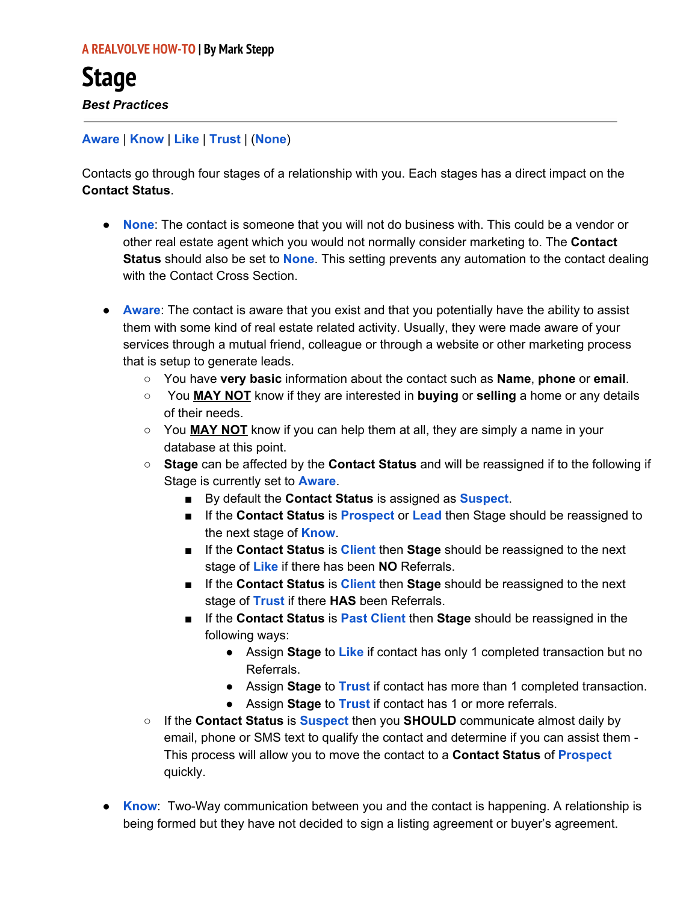A REALVOLVE HOW-TO | By Mark Stepp

# Stage

***Best Practices***

---

**Aware** | **Know** | **Like** | **Trust** | (**None**)

Contacts go through four stages of a relationship with you. Each stages has a direct impact on the **Contact Status**.

- **None**: The contact is someone that you will not do business with. This could be a vendor or other real estate agent which you would not normally consider marketing to. The **Contact Status** should also be set to **None**. This setting prevents any automation to the contact dealing with the Contact Cross Section.

- **Aware**: The contact is aware that you exist and that you potentially have the ability to assist them with some kind of real estate related activity. Usually, they were made aware of your services through a mutual friend, colleague or through a website or other marketing process that is setup to generate leads.
  - You have **very basic** information about the contact such as **Name**, **phone** or **email**.
  - You **MAY NOT** know if they are interested in **buying** or **selling** a home or any details of their needs.
  - You **MAY NOT** know if you can help them at all, they are simply a name in your database at this point.
  - **Stage** can be affected by the **Contact Status** and will be reassigned if to the following if Stage is currently set to **Aware**.
    - By default the **Contact Status** is assigned as **Suspect**.
    - If the **Contact Status** is **Prospect** or **Lead** then Stage should be reassigned to the next stage of **Know**.
    - If the **Contact Status** is **Client** then **Stage** should be reassigned to the next stage of **Like** if there has been **NO** Referrals.
    - If the **Contact Status** is **Client** then **Stage** should be reassigned to the next stage of **Trust** if there **HAS** been Referrals.
    - If the **Contact Status** is **Past Client** then **Stage** should be reassigned in the following ways:
      - Assign **Stage** to **Like** if contact has only 1 completed transaction but no Referrals.
      - Assign **Stage** to **Trust** if contact has more than 1 completed transaction.
      - Assign **Stage** to **Trust** if contact has 1 or more referrals.
  - If the **Contact Status** is **Suspect** then you **SHOULD** communicate almost daily by email, phone or SMS text to qualify the contact and determine if you can assist them - This process will allow you to move the contact to a **Contact Status** of **Prospect** quickly.

- **Know**: Two-Way communication between you and the contact is happening. A relationship is being formed but they have not decided to sign a listing agreement or buyer's agreement.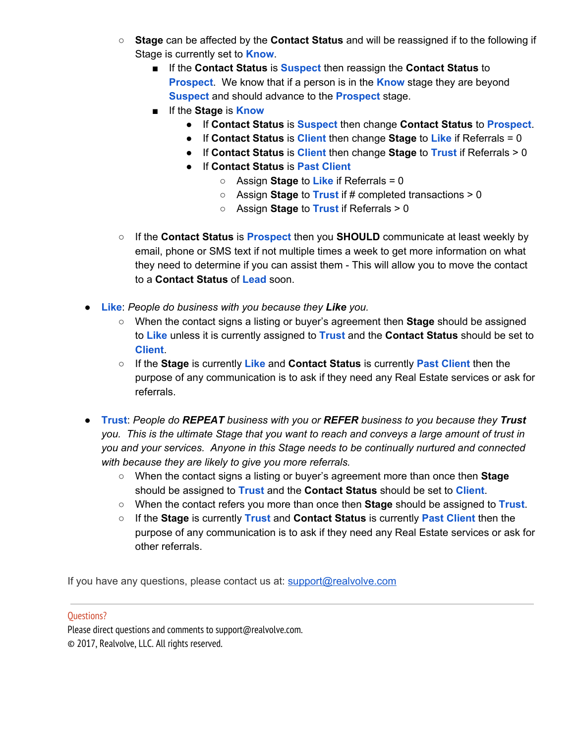- **Stage** can be affected by the **Contact Status** and will be reassigned if to the following if Stage is currently set to **Know**.
    - If the **Contact Status** is **Suspect** then reassign the **Contact Status** to **Prospect**. We know that if a person is in the **Know** stage they are beyond **Suspect** and should advance to the **Prospect** stage.
    - If the **Stage** is **Know**
      - If **Contact Status** is **Suspect** then change **Contact Status** to **Prospect**.
      - If **Contact Status** is **Client** then change **Stage** to **Like** if Referrals = 0
      - If **Contact Status** is **Client** then change **Stage** to **Trust** if Referrals > 0
      - If **Contact Status** is **Past Client**
        - Assign **Stage** to **Like** if Referrals = 0
        - Assign **Stage** to **Trust** if # completed transactions > 0
        - Assign **Stage** to **Trust** if Referrals > 0
  - If the **Contact Status** is **Prospect** then you **SHOULD** communicate at least weekly by email, phone or SMS text if not multiple times a week to get more information on what they need to determine if you can assist them - This will allow you to move the contact to a **Contact Status** of **Lead** soon.

- **Like**: *People do business with you because they **Like** you.*
  - When the contact signs a listing or buyer's agreement then **Stage** should be assigned to **Like** unless it is currently assigned to **Trust** and the **Contact Status** should be set to **Client**.
  - If the **Stage** is currently **Like** and **Contact Status** is currently **Past Client** then the purpose of any communication is to ask if they need any Real Estate services or ask for referrals.

- **Trust**: *People do **REPEAT** business with you or **REFER** business to you because they **Trust** you. This is the ultimate Stage that you want to reach and conveys a large amount of trust in you and your services. Anyone in this Stage needs to be continually nurtured and connected with because they are likely to give you more referrals.*
  - When the contact signs a listing or buyer's agreement more than once then **Stage** should be assigned to **Trust** and the **Contact Status** should be set to **Client**.
  - When the contact refers you more than once then **Stage** should be assigned to **Trust**.
  - If the **Stage** is currently **Trust** and **Contact Status** is currently **Past Client** then the purpose of any communication is to ask if they need any Real Estate services or ask for other referrals.

If you have any questions, please contact us at: support@realvolve.com

---

Questions?

Please direct questions and comments to support@realvolve.com.

© 2017, Realvolve, LLC. All rights reserved.